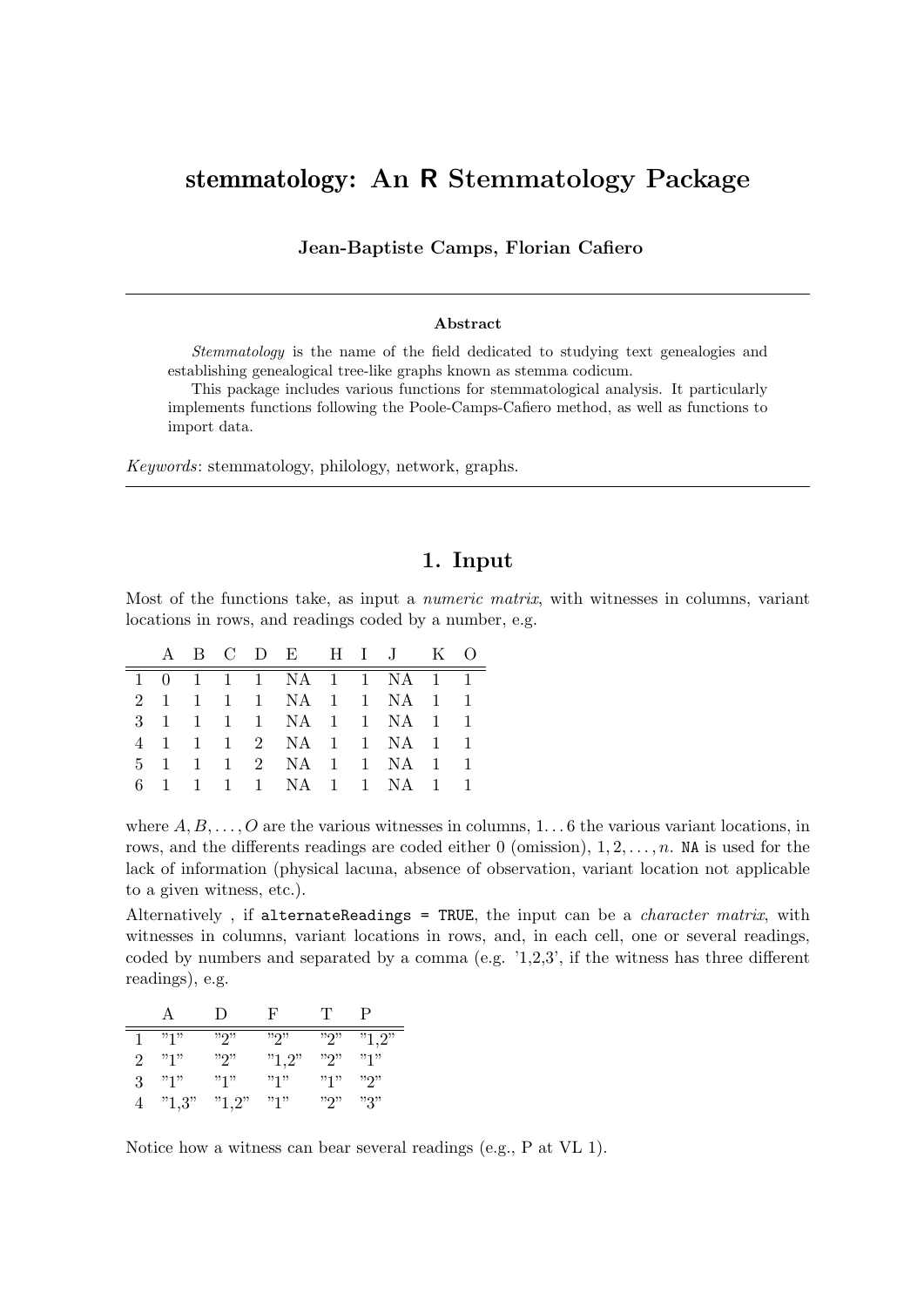# stemmatology: An R Stemmatology Package

**Jean-Baptiste Camps, Florian Cafiero**

**Abstract**

*Stemmatology* is the name of the field dedicated to studying text genealogies and establishing genealogical tree-like graphs known as stemma codicum.

This package includes various functions for stemmatological analysis. It particularly implements functions following the Poole-Camps-Cafiero method, as well as functions to import data.

*Keywords*: stemmatology, philology, network, graphs.

## 1. Input

Most of the functions take, as input a *numeric matrix*, with witnesses in columns, variant locations in rows, and readings coded by a number, e.g.

| | A | B | C | D | E | H | I | J | K | O |
|---|---|---|---|---|---|---|---|---|---|---|
| 1 | 0 | 1 | 1 | 1 | NA | 1 | 1 | NA | 1 | 1 |
| 2 | 1 | 1 | 1 | 1 | NA | 1 | 1 | NA | 1 | 1 |
| 3 | 1 | 1 | 1 | 1 | NA | 1 | 1 | NA | 1 | 1 |
| 4 | 1 | 1 | 1 | 2 | NA | 1 | 1 | NA | 1 | 1 |
| 5 | 1 | 1 | 1 | 2 | NA | 1 | 1 | NA | 1 | 1 |
| 6 | 1 | 1 | 1 | 1 | NA | 1 | 1 | NA | 1 | 1 |

where $A, B, \dots, O$ are the various witnesses in columns, $1 \dots 6$ the various variant locations, in rows, and the differents readings are coded either 0 (omission), $1, 2, \dots, n$. `NA` is used for the lack of information (physical lacuna, absence of observation, variant location not applicable to a given witness, etc.).

Alternatively , if `alternateReadings = TRUE`, the input can be a *character matrix*, with witnesses in columns, variant locations in rows, and, in each cell, one or several readings, coded by numbers and separated by a comma (e.g. '1,2,3', if the witness has three different readings), e.g.

| | A | D | F | T | P |
|---|---|---|---|---|---|
| 1 | "1" | "2" | "2" | "2" | "1,2" |
| 2 | "1" | "2" | "1,2" | "2" | "1" |
| 3 | "1" | "1" | "1" | "1" | "2" |
| 4 | "1,3" | "1,2" | "1" | "2" | "3" |

Notice how a witness can bear several readings (e.g., P at VL 1).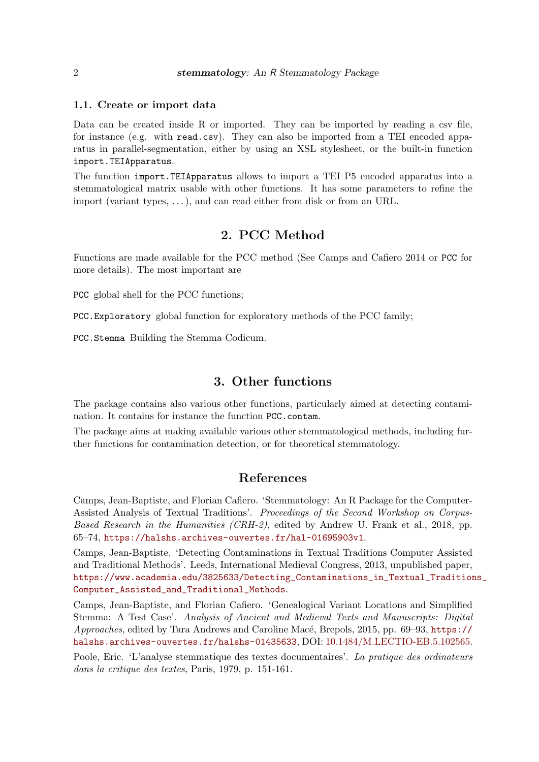### 1.1. Create or import data

Data can be created inside R or imported. They can be imported by reading a csv file, for instance (e.g. with `read.csv`). They can also be imported from a TEI encoded apparatus in parallel-segmentation, either by using an XSL stylesheet, or the built-in function `import.TEIApparatus`.

The function `import.TEIApparatus` allows to import a TEI P5 encoded apparatus into a stemmatological matrix usable with other functions. It has some parameters to refine the import (variant types, . . . ), and can read either from disk or from an URL.

## 2. PCC Method

Functions are made available for the PCC method (See Camps and Cafiero 2014 or `PCC` for more details). The most important are

`PCC` global shell for the PCC functions;

`PCC.Exploratory` global function for exploratory methods of the PCC family;

`PCC.Stemma` Building the Stemma Codicum.

## 3. Other functions

The package contains also various other functions, particularly aimed at detecting contamination. It contains for instance the function `PCC.contam`.

The package aims at making available various other stemmatological methods, including further functions for contamination detection, or for theoretical stemmatology.

## References

Camps, Jean-Baptiste, and Florian Cafiero. 'Stemmatology: An R Package for the Computer-Assisted Analysis of Textual Traditions'. *Proceedings of the Second Workshop on Corpus-Based Research in the Humanities (CRH-2)*, edited by Andrew U. Frank et al., 2018, pp. 65–74, https://halshs.archives-ouvertes.fr/hal-01695903v1.

Camps, Jean-Baptiste. 'Detecting Contaminations in Textual Traditions Computer Assisted and Traditional Methods'. Leeds, International Medieval Congress, 2013, unpublished paper, https://www.academia.edu/3825633/Detecting_Contaminations_in_Textual_Traditions_Computer_Assisted_and_Traditional_Methods.

Camps, Jean-Baptiste, and Florian Cafiero. 'Genealogical Variant Locations and Simplified Stemma: A Test Case'. *Analysis of Ancient and Medieval Texts and Manuscripts: Digital Approaches*, edited by Tara Andrews and Caroline Macé, Brepols, 2015, pp. 69–93, https://halshs.archives-ouvertes.fr/halshs-01435633, DOI: 10.1484/M.LECTIO-EB.5.102565.

Poole, Eric. 'L'analyse stemmatique des textes documentaires'. *La pratique des ordinateurs dans la critique des textes*, Paris, 1979, p. 151-161.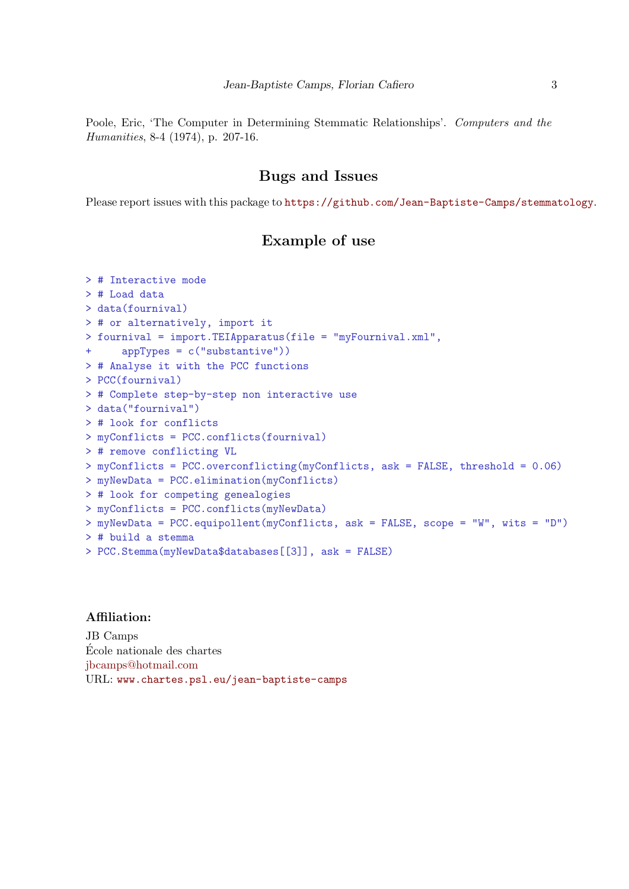Poole, Eric, 'The Computer in Determining Stemmatic Relationships'. *Computers and the Humanities*, 8-4 (1974), p. 207-16.

## Bugs and Issues

Please report issues with this package to https://github.com/Jean-Baptiste-Camps/stemmatology.

## Example of use

```
> # Interactive mode
> # Load data
> data(fournival)
> # or alternatively, import it
> fournival = import.TEIApparatus(file = "myFournival.xml",
+     appTypes = c("substantive"))
> # Analyse it with the PCC functions
> PCC(fournival)
> # Complete step-by-step non interactive use
> data("fournival")
> # look for conflicts
> myConflicts = PCC.conflicts(fournival)
> # remove conflicting VL
> myConflicts = PCC.overconflicting(myConflicts, ask = FALSE, threshold = 0.06)
> myNewData = PCC.elimination(myConflicts)
> # look for competing genealogies
> myConflicts = PCC.conflicts(myNewData)
> myNewData = PCC.equipollent(myConflicts, ask = FALSE, scope = "W", wits = "D")
> # build a stemma
> PCC.Stemma(myNewData$databases[[3]], ask = FALSE)
```

**Affiliation:**

JB Camps
École nationale des chartes
jbcamps@hotmail.com
URL: www.chartes.psl.eu/jean-baptiste-camps